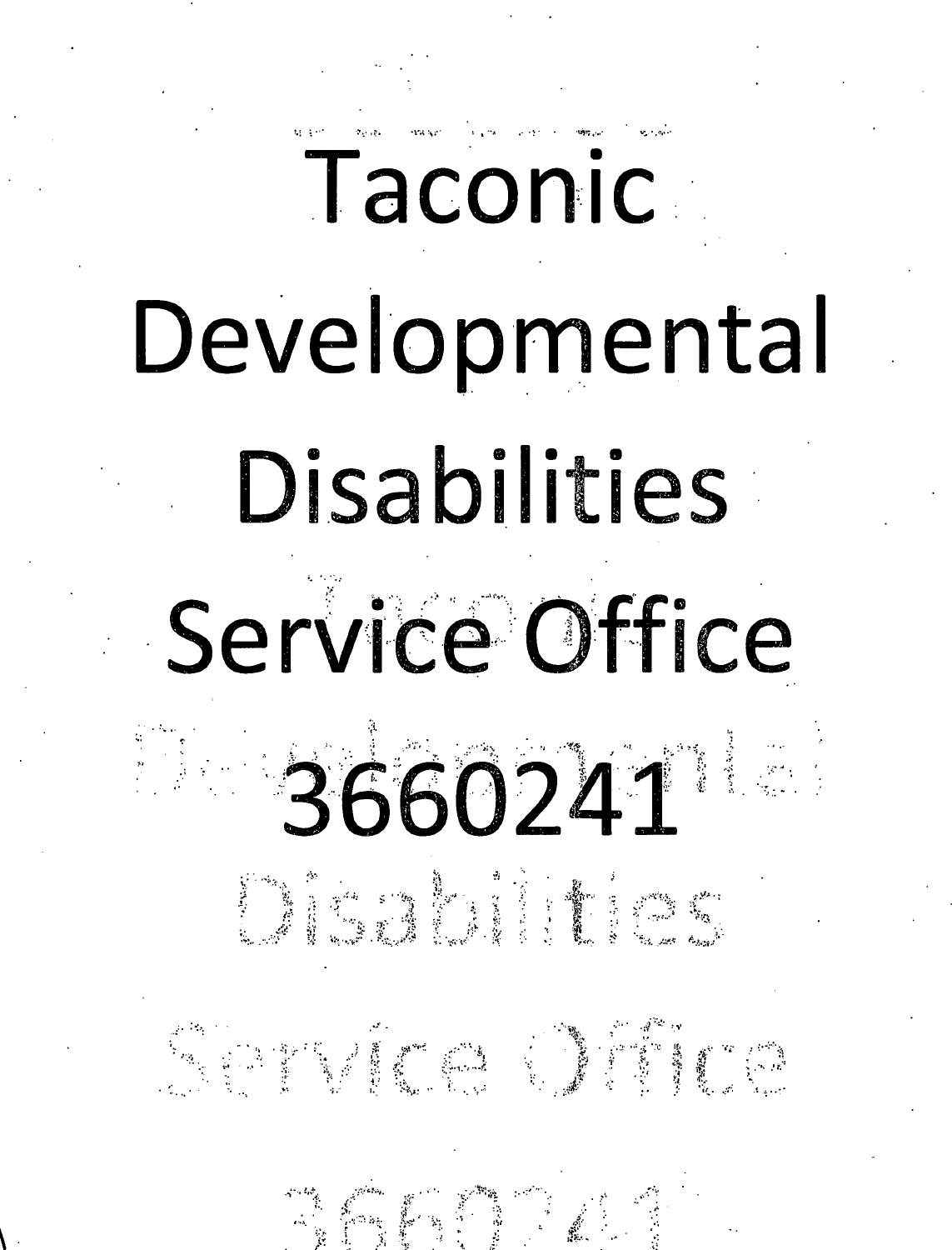# Taconic Developmental Disabilities Service Office 3660241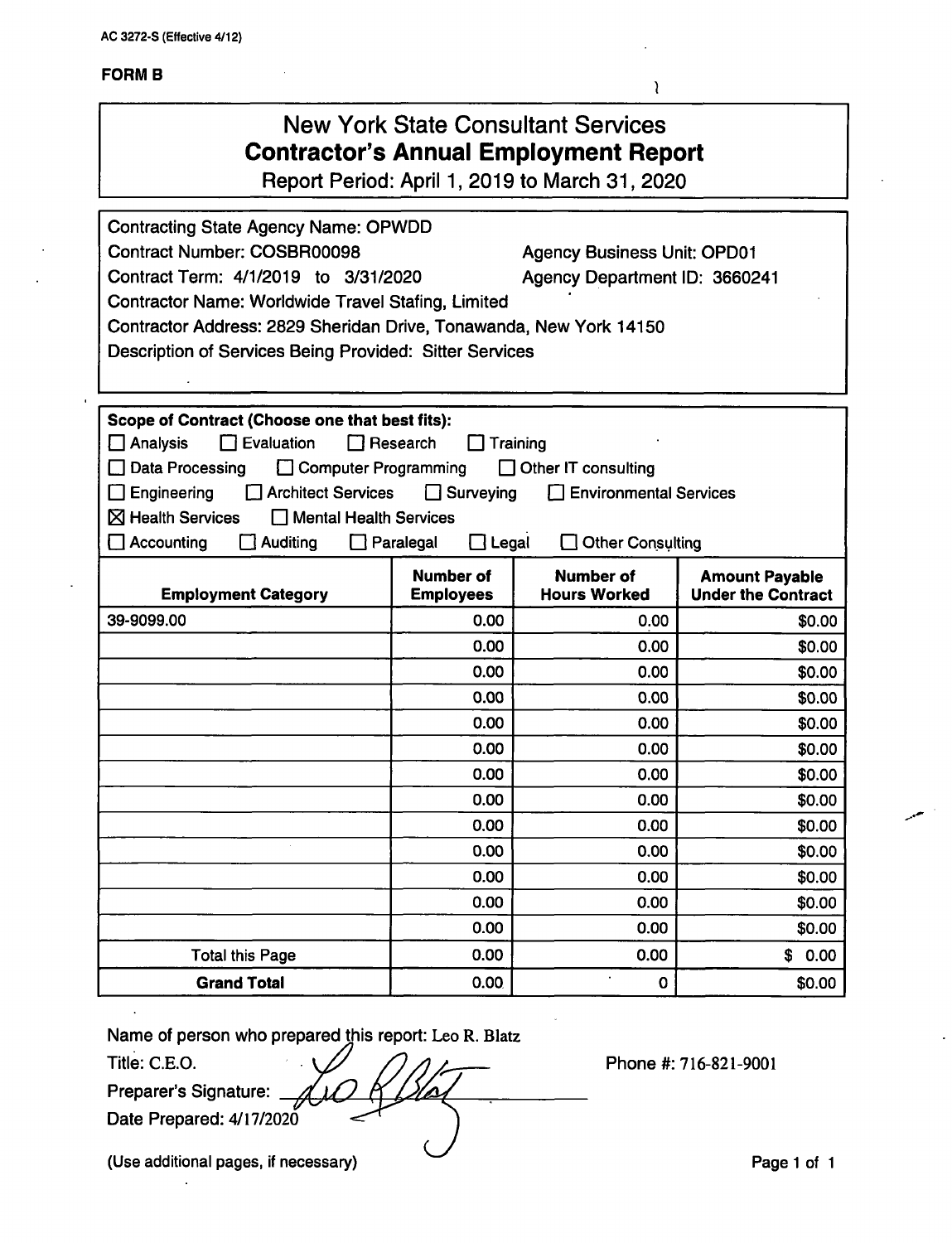AC 3272-S (Effective 4/12)

**FORM B**

# New York State Consultant Services
## Contractor's Annual Employment Report
Report Period: April 1, 2019 to March 31, 2020

Contracting State Agency Name: OPWDD
Contract Number: COSBR00098 Agency Business Unit: OPD01
Contract Term: 4/1/2019 to 3/31/2020 Agency Department ID: 3660241
Contractor Name: Worldwide Travel Stafing, Limited
Contractor Address: 2829 Sheridan Drive, Tonawanda, New York 14150
Description of Services Being Provided: Sitter Services

**Scope of Contract (Choose one that best fits):**

☐ Analysis ☐ Evaluation ☐ Research ☐ Training
☐ Data Processing ☐ Computer Programming ☐ Other IT consulting
☐ Engineering ☐ Architect Services ☐ Surveying ☐ Environmental Services
☒ Health Services ☐ Mental Health Services
☐ Accounting ☐ Auditing ☐ Paralegal ☐ Legal ☐ Other Consulting

| Employment Category | Number of Employees | Number of Hours Worked | Amount Payable Under the Contract |
|---|---|---|---|
| 39-9099.00 | 0.00 | 0.00 | $0.00 |
| | 0.00 | 0.00 | $0.00 |
| | 0.00 | 0.00 | $0.00 |
| | 0.00 | 0.00 | $0.00 |
| | 0.00 | 0.00 | $0.00 |
| | 0.00 | 0.00 | $0.00 |
| | 0.00 | 0.00 | $0.00 |
| | 0.00 | 0.00 | $0.00 |
| | 0.00 | 0.00 | $0.00 |
| | 0.00 | 0.00 | $0.00 |
| | 0.00 | 0.00 | $0.00 |
| | 0.00 | 0.00 | $0.00 |
| | 0.00 | 0.00 | $0.00 |
| Total this Page | 0.00 | 0.00 | $ 0.00 |
| **Grand Total** | 0.00 | 0 | $0.00 |

Name of person who prepared this report: Leo R. Blatz
Title: C.E.O. Phone #: 716-821-9001
Preparer's Signature: Leo R. Blatz
Date Prepared: 4/17/2020

(Use additional pages, if necessary)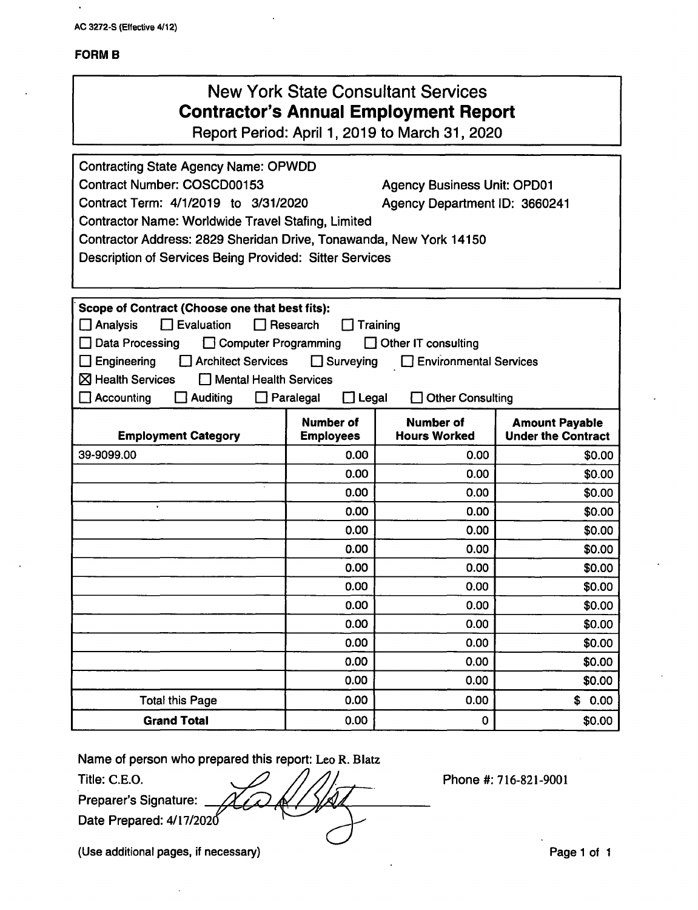AC 3272-S (Effective 4/12)

**FORM B**

# New York State Consultant Services
## Contractor's Annual Employment Report
Report Period: April 1, 2019 to March 31, 2020

Contracting State Agency Name: OPWDD
Contract Number: COSCD00153 Agency Business Unit: OPD01
Contract Term: 4/1/2019 to 3/31/2020 Agency Department ID: 3660241
Contractor Name: Worldwide Travel Stafing, Limited
Contractor Address: 2829 Sheridan Drive, Tonawanda, New York 14150
Description of Services Being Provided: Sitter Services

**Scope of Contract (Choose one that best fits):**

☐ Analysis ☐ Evaluation ☐ Research ☐ Training
☐ Data Processing ☐ Computer Programming ☐ Other IT consulting
☐ Engineering ☐ Architect Services ☐ Surveying ☐ Environmental Services
☒ Health Services ☐ Mental Health Services
☐ Accounting ☐ Auditing ☐ Paralegal ☐ Legal ☐ Other Consulting

| Employment Category | Number of Employees | Number of Hours Worked | Amount Payable Under the Contract |
|---|---|---|---|
| 39-9099.00 | 0.00 | 0.00 | $0.00 |
| | 0.00 | 0.00 | $0.00 |
| | 0.00 | 0.00 | $0.00 |
| | 0.00 | 0.00 | $0.00 |
| | 0.00 | 0.00 | $0.00 |
| | 0.00 | 0.00 | $0.00 |
| | 0.00 | 0.00 | $0.00 |
| | 0.00 | 0.00 | $0.00 |
| | 0.00 | 0.00 | $0.00 |
| | 0.00 | 0.00 | $0.00 |
| | 0.00 | 0.00 | $0.00 |
| | 0.00 | 0.00 | $0.00 |
| | 0.00 | 0.00 | $0.00 |
| Total this Page | 0.00 | 0.00 | $ 0.00 |
| **Grand Total** | 0.00 | 0 | $0.00 |

Name of person who prepared this report: Leo R. Blatz
Title: C.E.O. Phone #: 716-821-9001
Preparer's Signature: [signature]
Date Prepared: 4/17/2020

(Use additional pages, if necessary)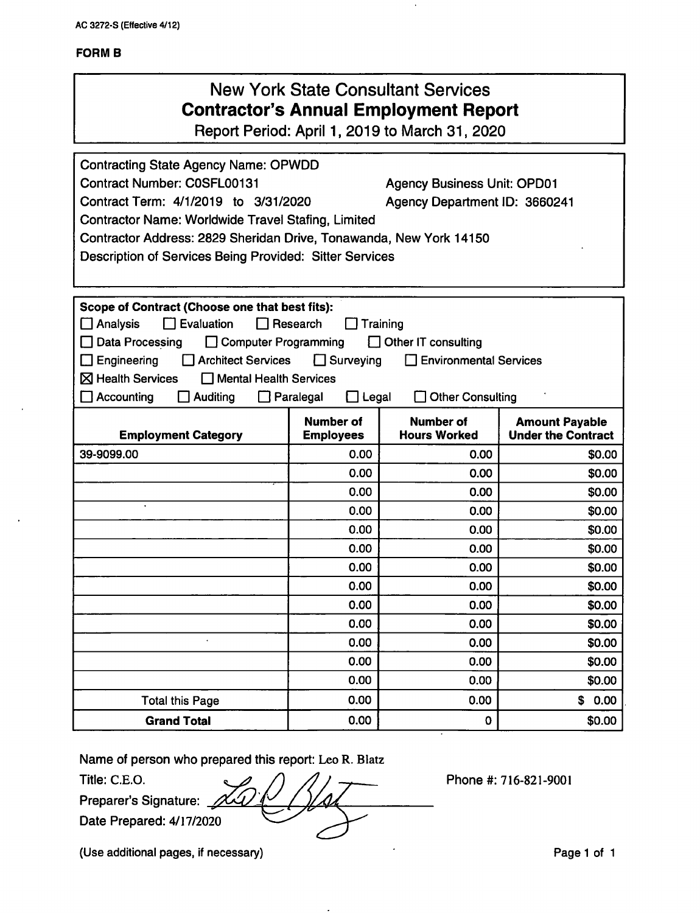AC 3272-S (Effective 4/12)

**FORM B**

# New York State Consultant Services
## Contractor's Annual Employment Report
Report Period: April 1, 2019 to March 31, 2020

Contracting State Agency Name: OPWDD
Contract Number: C0SFL00131 Agency Business Unit: OPD01
Contract Term: 4/1/2019 to 3/31/2020 Agency Department ID: 3660241
Contractor Name: Worldwide Travel Stafing, Limited
Contractor Address: 2829 Sheridan Drive, Tonawanda, New York 14150
Description of Services Being Provided: Sitter Services

**Scope of Contract (Choose one that best fits):**

☐ Analysis ☐ Evaluation ☐ Research ☐ Training
☐ Data Processing ☐ Computer Programming ☐ Other IT consulting
☐ Engineering ☐ Architect Services ☐ Surveying ☐ Environmental Services
☒ Health Services ☐ Mental Health Services
☐ Accounting ☐ Auditing ☐ Paralegal ☐ Legal ☐ Other Consulting

| Employment Category | Number of Employees | Number of Hours Worked | Amount Payable Under the Contract |
|---|---|---|---|
| 39-9099.00 | 0.00 | 0.00 | $0.00 |
| | 0.00 | 0.00 | $0.00 |
| | 0.00 | 0.00 | $0.00 |
| | 0.00 | 0.00 | $0.00 |
| | 0.00 | 0.00 | $0.00 |
| | 0.00 | 0.00 | $0.00 |
| | 0.00 | 0.00 | $0.00 |
| | 0.00 | 0.00 | $0.00 |
| | 0.00 | 0.00 | $0.00 |
| | 0.00 | 0.00 | $0.00 |
| | 0.00 | 0.00 | $0.00 |
| | 0.00 | 0.00 | $0.00 |
| | 0.00 | 0.00 | $0.00 |
| Total this Page | 0.00 | 0.00 | $ 0.00 |
| **Grand Total** | 0.00 | 0 | $0.00 |

Name of person who prepared this report: Leo R. Blatz
Title: C.E.O. Phone #: 716-821-9001
Preparer's Signature: [signature]
Date Prepared: 4/17/2020

(Use additional pages, if necessary)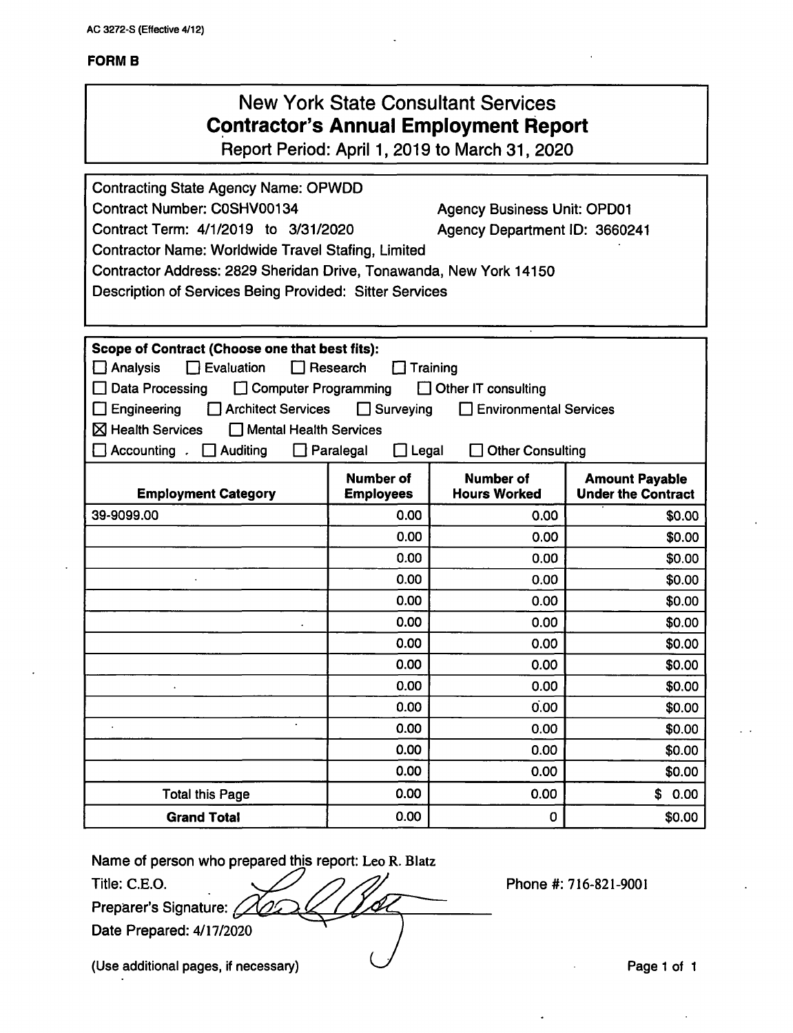AC 3272-S (Effective 4/12)

**FORM B**

# New York State Consultant Services
## Contractor's Annual Employment Report
Report Period: April 1, 2019 to March 31, 2020

Contracting State Agency Name: OPWDD
Contract Number: C0SHV00134 Agency Business Unit: OPD01
Contract Term: 4/1/2019 to 3/31/2020 Agency Department ID: 3660241
Contractor Name: Worldwide Travel Stafing, Limited
Contractor Address: 2829 Sheridan Drive, Tonawanda, New York 14150
Description of Services Being Provided: Sitter Services

**Scope of Contract (Choose one that best fits):**
☐ Analysis ☐ Evaluation ☐ Research ☐ Training
☐ Data Processing ☐ Computer Programming ☐ Other IT consulting
☐ Engineering ☐ Architect Services ☐ Surveying ☐ Environmental Services
☒ Health Services ☐ Mental Health Services
☐ Accounting ☐ Auditing ☐ Paralegal ☐ Legal ☐ Other Consulting

| Employment Category | Number of Employees | Number of Hours Worked | Amount Payable Under the Contract |
|---|---|---|---|
| 39-9099.00 | 0.00 | 0.00 | $0.00 |
| | 0.00 | 0.00 | $0.00 |
| | 0.00 | 0.00 | $0.00 |
| | 0.00 | 0.00 | $0.00 |
| | 0.00 | 0.00 | $0.00 |
| | 0.00 | 0.00 | $0.00 |
| | 0.00 | 0.00 | $0.00 |
| | 0.00 | 0.00 | $0.00 |
| | 0.00 | 0.00 | $0.00 |
| | 0.00 | 0.00 | $0.00 |
| | 0.00 | 0.00 | $0.00 |
| | 0.00 | 0.00 | $0.00 |
| | 0.00 | 0.00 | $0.00 |
| Total this Page | 0.00 | 0.00 | $ 0.00 |
| **Grand Total** | 0.00 | 0 | $0.00 |

Name of person who prepared this report: Leo R. Blatz
Title: C.E.O.
Preparer's Signature: [signature]
Date Prepared: 4/17/2020

Phone #: 716-821-9001

(Use additional pages, if necessary)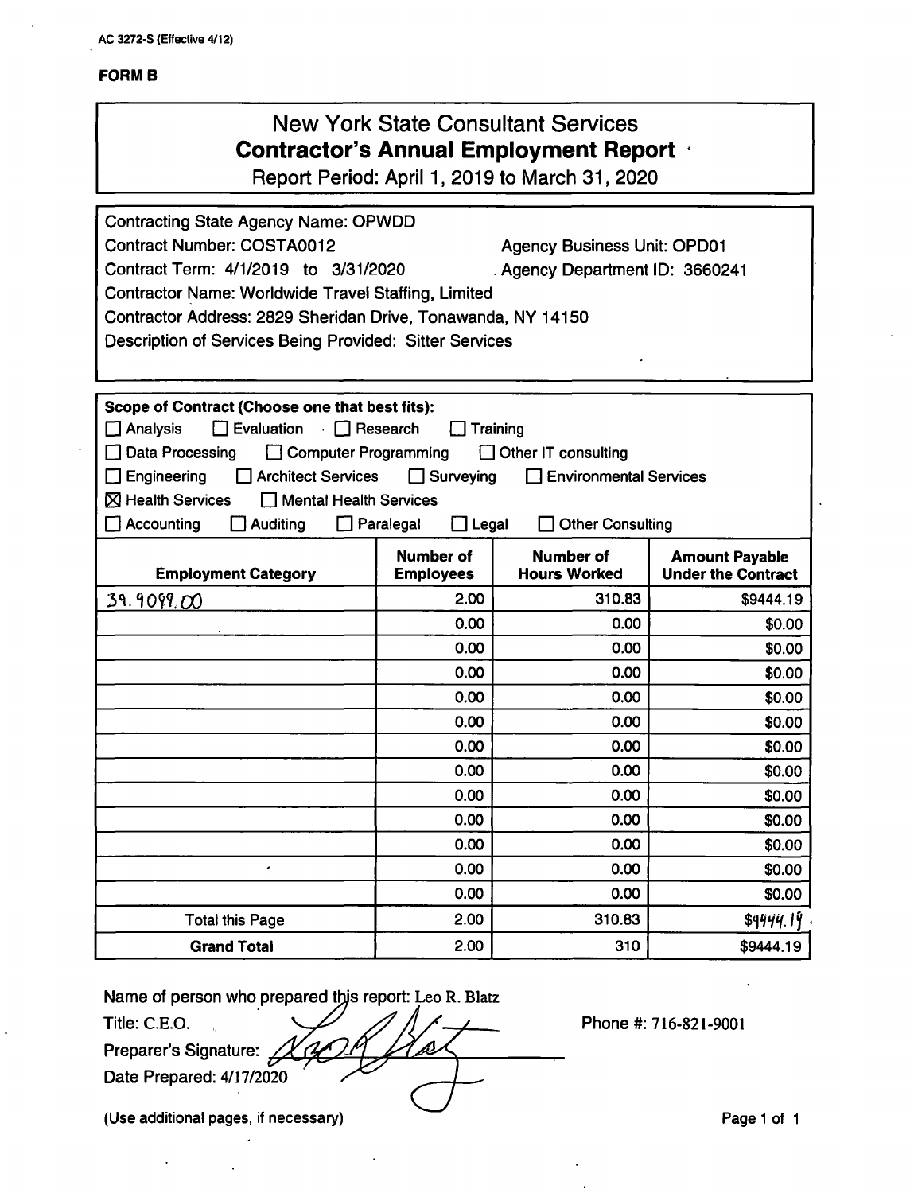AC 3272-S (Effective 4/12)

**FORM B**

# New York State Consultant Services
## Contractor's Annual Employment Report
Report Period: April 1, 2019 to March 31, 2020

Contracting State Agency Name: OPWDD
Contract Number: COSTA0012 Agency Business Unit: OPD01
Contract Term: 4/1/2019 to 3/31/2020 Agency Department ID: 3660241
Contractor Name: Worldwide Travel Staffing, Limited
Contractor Address: 2829 Sheridan Drive, Tonawanda, NY 14150
Description of Services Being Provided: Sitter Services

**Scope of Contract (Choose one that best fits):**

☐ Analysis ☐ Evaluation ☐ Research ☐ Training
☐ Data Processing ☐ Computer Programming ☐ Other IT consulting
☐ Engineering ☐ Architect Services ☐ Surveying ☐ Environmental Services
☒ Health Services ☐ Mental Health Services
☐ Accounting ☐ Auditing ☐ Paralegal ☐ Legal ☐ Other Consulting

| Employment Category | Number of Employees | Number of Hours Worked | Amount Payable Under the Contract |
|---|---|---|---|
| 39.9099.00 | 2.00 | 310.83 | $9444.19 |
| | 0.00 | 0.00 | $0.00 |
| | 0.00 | 0.00 | $0.00 |
| | 0.00 | 0.00 | $0.00 |
| | 0.00 | 0.00 | $0.00 |
| | 0.00 | 0.00 | $0.00 |
| | 0.00 | 0.00 | $0.00 |
| | 0.00 | 0.00 | $0.00 |
| | 0.00 | 0.00 | $0.00 |
| | 0.00 | 0.00 | $0.00 |
| | 0.00 | 0.00 | $0.00 |
| | 0.00 | 0.00 | $0.00 |
| | 0.00 | 0.00 | $0.00 |
| Total this Page | 2.00 | 310.83 | $9444.19 |
| **Grand Total** | 2.00 | 310 | $9444.19 |

Name of person who prepared this report: Leo R. Blatz
Title: C.E.O.
Preparer's Signature: [signature]
Date Prepared: 4/17/2020

Phone #: 716-821-9001

(Use additional pages, if necessary)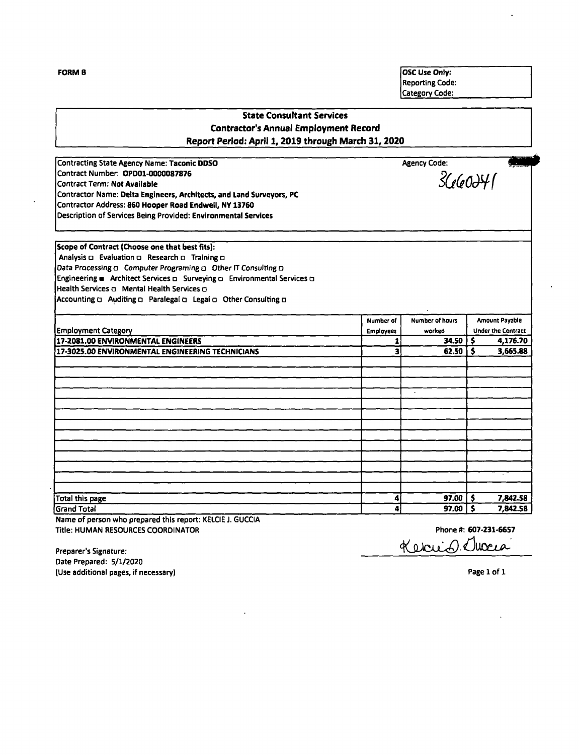**FORM B**

| OSC Use Only: |
|---|
| Reporting Code: |
| Category Code: |

## State Consultant Services
## Contractor's Annual Employment Record
## Report Period: April 1, 2019 through March 31, 2020

Contracting State Agency Name: **Taconic DDSO**
Agency Code: 3660241
Contract Number: **OPD01-0000087876**
Contract Term: **Not Available**
Contractor Name: **Delta Engineers, Architects, and Land Surveyors, PC**
Contractor Address: **860 Hooper Road Endwell, NY 13760**
Description of Services Being Provided: **Environmental Services**

**Scope of Contract (Choose one that best fits):**
Analysis ☐ Evaluation ☐ Research ☐ Training ☐
Data Processing ☐ Computer Programing ☐ Other IT Consulting ☐
Engineering ■ Architect Services ☐ Surveying ☐ Environmental Services ☐
Health Services ☐ Mental Health Services ☐
Accounting ☐ Auditing ☐ Paralegal ☐ Legal ☐ Other Consulting ☐

| Employment Category | Number of Employees | Number of hours worked | Amount Payable Under the Contract |
|---|---|---|---|
| **17-2081.00 ENVIRONMENTAL ENGINEERS** | **1** | **34.50** | **$ 4,176.70** |
| **17-3025.00 ENVIRONMENTAL ENGINEERING TECHNICIANS** | **3** | **62.50** | **$ 3,665.88** |
| Total this page | **4** | **97.00** | **$ 7,842.58** |
| Grand Total | **4** | **97.00** | **$ 7,842.58** |

Name of person who prepared this report: KELCIE J. GUCCIA
Title: HUMAN RESOURCES COORDINATOR
Phone #: **607-231-6657**

Preparer's Signature: Kelcie J. Guccia
Date Prepared: 5/1/2020
(Use additional pages, if necessary)

Page 1 of 1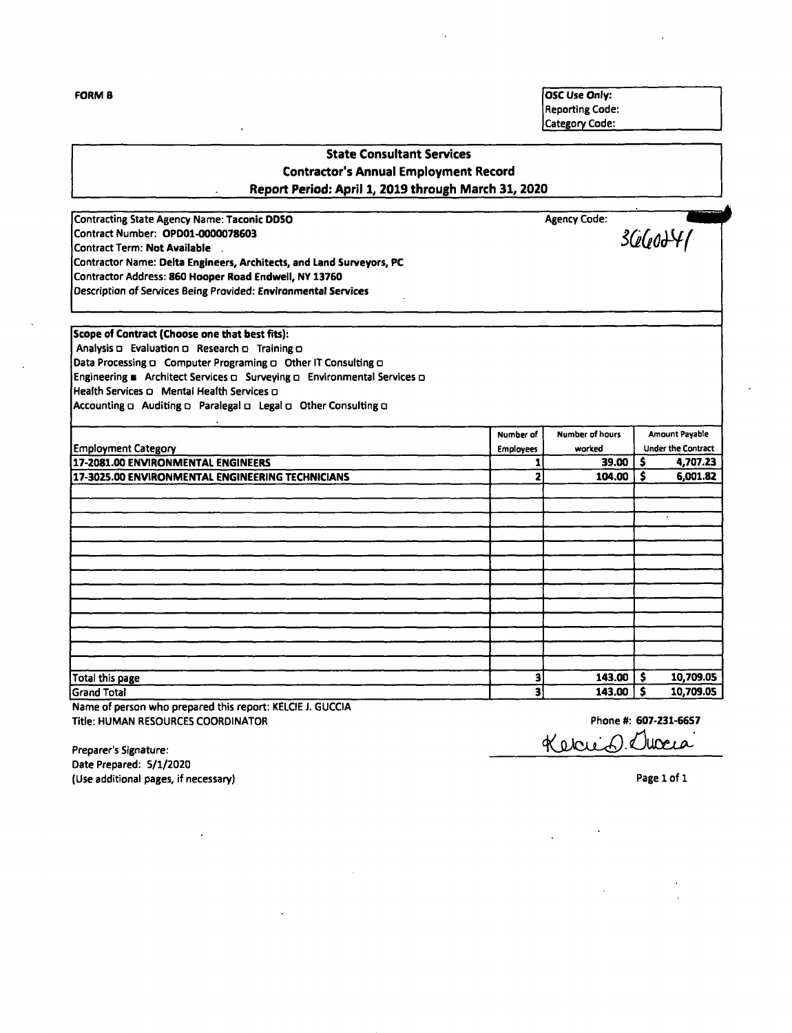FORM B

| OSC Use Only: |
|---|
| Reporting Code: |
| Category Code: |

## State Consultant Services
## Contractor's Annual Employment Record
## Report Period: April 1, 2019 through March 31, 2020

Contracting State Agency Name: **Taconic DDSO**
Agency Code: 3660241
Contract Number: **OPD01-0000078603**
Contract Term: **Not Available**
Contractor Name: **Delta Engineers, Architects, and Land Surveyors, PC**
Contractor Address: **860 Hooper Road Endwell, NY 13760**
Description of Services Being Provided: **Environmental Services**

**Scope of Contract (Choose one that best fits):**
Analysis ☐ Evaluation ☐ Research ☐ Training ☐
Data Processing ☐ Computer Programing ☐ Other IT Consulting ☐
Engineering ■ Architect Services ☐ Surveying ☐ Environmental Services ☐
Health Services ☐ Mental Health Services ☐
Accounting ☐ Auditing ☐ Paralegal ☐ Legal ☐ Other Consulting ☐

| Employment Category | Number of Employees | Number of hours worked | Amount Payable Under the Contract |
|---|---|---|---|
| **17-2081.00 ENVIRONMENTAL ENGINEERS** | **1** | **39.00** | **$ 4,707.23** |
| **17-3025.00 ENVIRONMENTAL ENGINEERING TECHNICIANS** | **2** | **104.00** | **$ 6,001.82** |
| Total this page | **3** | **143.00** | **$ 10,709.05** |
| Grand Total | **3** | **143.00** | **$ 10,709.05** |

Name of person who prepared this report: KELCIE J. GUCCIA
Title: HUMAN RESOURCES COORDINATOR
Phone #: **607-231-6657**

Preparer's Signature: Kelcie J. Guccia
Date Prepared: 5/1/2020
(Use additional pages, if necessary)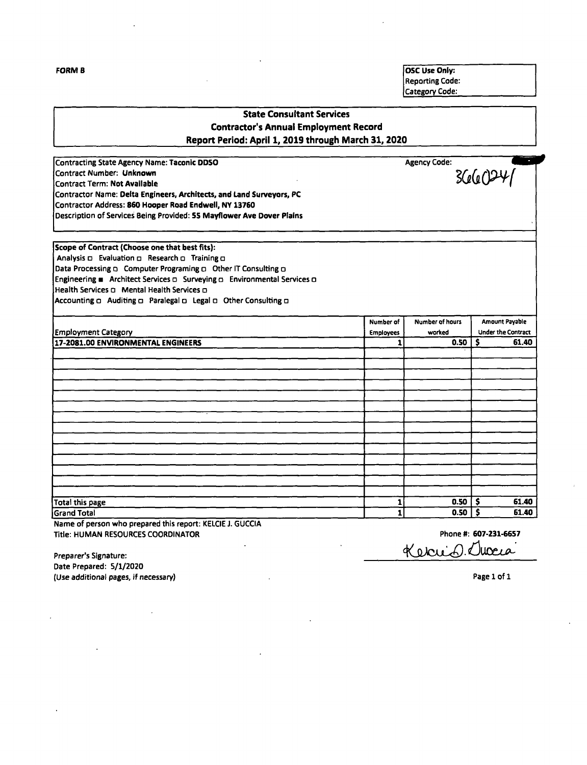FORM B

| OSC Use Only: |
|---|
| Reporting Code: |
| Category Code: |

## State Consultant Services
## Contractor's Annual Employment Record
## Report Period: April 1, 2019 through March 31, 2020

Contracting State Agency Name: **Taconic DDSO**

Agency Code: 3660241

Contract Number: **Unknown**

Contract Term: **Not Available**

Contractor Name: **Delta Engineers, Architects, and Land Surveyors, PC**

Contractor Address: **860 Hooper Road Endwell, NY 13760**

Description of Services Being Provided: **55 Mayflower Ave Dover Plains**

**Scope of Contract (Choose one that best fits):**

Analysis □ Evaluation □ Research □ Training □

Data Processing □ Computer Programing □ Other IT Consulting □

Engineering ■ Architect Services □ Surveying □ Environmental Services □

Health Services □ Mental Health Services □

Accounting □ Auditing □ Paralegal □ Legal □ Other Consulting □

| Employment Category | Number of Employees | Number of hours worked | Amount Payable Under the Contract |
|---|---|---|---|
| **17-2081.00 ENVIRONMENTAL ENGINEERS** | 1 | 0.50 | $ 61.40 |
| | | | |
| | | | |
| | | | |
| | | | |
| | | | |
| | | | |
| | | | |
| | | | |
| | | | |
| | | | |
| | | | |
| | | | |
| | | | |
| Total this page | 1 | 0.50 | $ 61.40 |
| Grand Total | 1 | 0.50 | $ 61.40 |

Name of person who prepared this report: KELCIE J. GUCCIA

Title: HUMAN RESOURCES COORDINATOR

Phone #: **607-231-6657**

Preparer's Signature: Kelcie J. Guccia

Date Prepared: 5/1/2020

(Use additional pages, if necessary)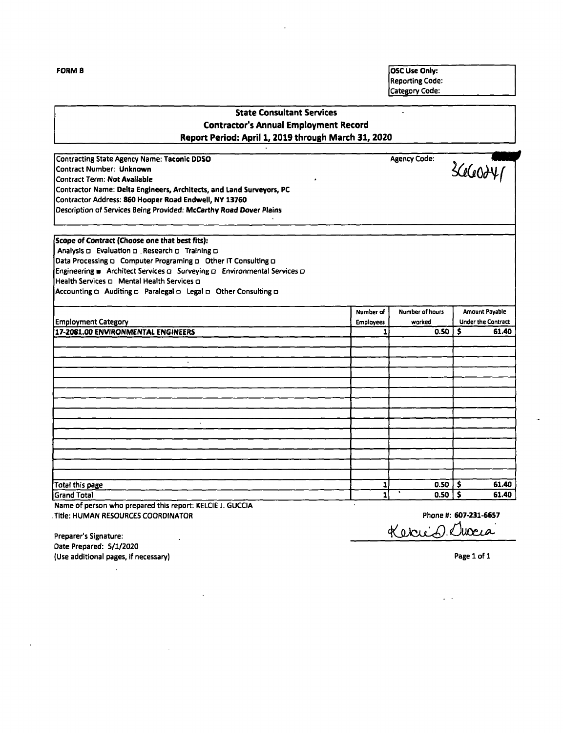FORM B

| OSC Use Only: |
|---|
| Reporting Code: |
| Category Code: |

**State Consultant Services**
**Contractor's Annual Employment Record**
**Report Period: April 1, 2019 through March 31, 2020**

Contracting State Agency Name: **Taconic DDSO**
Agency Code: 3660241
Contract Number: **Unknown**
Contract Term: **Not Available**
Contractor Name: **Delta Engineers, Architects, and Land Surveyors, PC**
Contractor Address: **860 Hooper Road Endwell, NY 13760**
Description of Services Being Provided: **McCarthy Road Dover Plains**

**Scope of Contract (Choose one that best fits):**
Analysis ☐ Evaluation ☐ Research ☐ Training ☐
Data Processing ☐ Computer Programing ☐ Other IT Consulting ☐
Engineering ■ Architect Services ☐ Surveying ☐ Environmental Services ☐
Health Services ☐ Mental Health Services ☐
Accounting ☐ Auditing ☐ Paralegal ☐ Legal ☐ Other Consulting ☐

| Employment Category | Number of Employees | Number of hours worked | Amount Payable Under the Contract |
|---|---|---|---|
| 17-2081.00 ENVIRONMENTAL ENGINEERS | 1 | 0.50 | $ 61.40 |
| | | | |
| | | | |
| | | | |
| | | | |
| | | | |
| | | | |
| | | | |
| | | | |
| | | | |
| | | | |
| | | | |
| | | | |
| | | | |
| | | | |
| Total this page | 1 | 0.50 | $ 61.40 |
| Grand Total | 1 | 0.50 | $ 61.40 |

Name of person who prepared this report: KELCIE J. GUCCIA
Title: HUMAN RESOURCES COORDINATOR
Phone #: 607-231-6657

Preparer's Signature: Kelcie J. Guccia
Date Prepared: 5/1/2020
(Use additional pages, if necessary)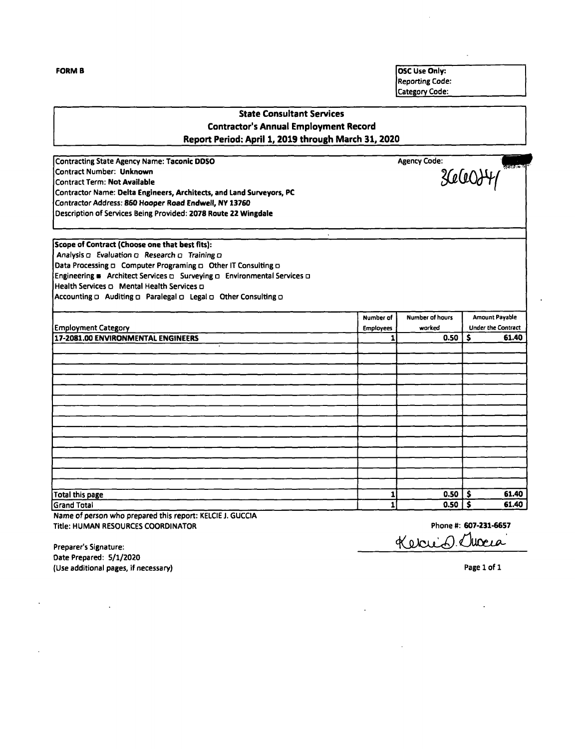**FORM B**

| OSC Use Only: |
|---|
| Reporting Code: |
| Category Code: |

## State Consultant Services
## Contractor's Annual Employment Record
## Report Period: April 1, 2019 through March 31, 2020

Contracting State Agency Name: **Taconic DDSO**
Agency Code: 3660341
Contract Number: **Unknown**
Contract Term: **Not Available**
Contractor Name: **Delta Engineers, Architects, and Land Surveyors, PC**
Contractor Address: **860 Hooper Road Endwell, NY 13760**
Description of Services Being Provided: **2078 Route 22 Wingdale**

**Scope of Contract (Choose one that best fits):**

*Analysis* ☐ *Evaluation* ☐ *Research* ☐ *Training* ☐
Data Processing ☐ Computer Programing ☐ Other IT Consulting ☐
Engineering ■ Architect Services ☐ Surveying ☐ Environmental Services ☐
Health Services ☐ Mental Health Services ☐
Accounting ☐ Auditing ☐ Paralegal ☐ Legal ☐ Other Consulting ☐

| Employment Category | Number of Employees | Number of hours worked | Amount Payable Under the Contract |
|---|---|---|---|
| **17-2081.00 ENVIRONMENTAL ENGINEERS** | **1** | **0.50** | **$ 61.40** |
| | | | |
| | | | |
| | | | |
| | | | |
| | | | |
| | | | |
| | | | |
| | | | |
| | | | |
| | | | |
| | | | |
| | | | |
| | | | |
| | | | |
| Total this page | **1** | **0.50** | **$ 61.40** |
| Grand Total | **1** | **0.50** | **$ 61.40** |

Name of person who prepared this report: KELCIE J. GUCCIA
Title: HUMAN RESOURCES COORDINATOR
Phone #: **607-231-6657**

Preparer's Signature: Kelcie J. Guccia
Date Prepared: 5/1/2020
(Use additional pages, if necessary)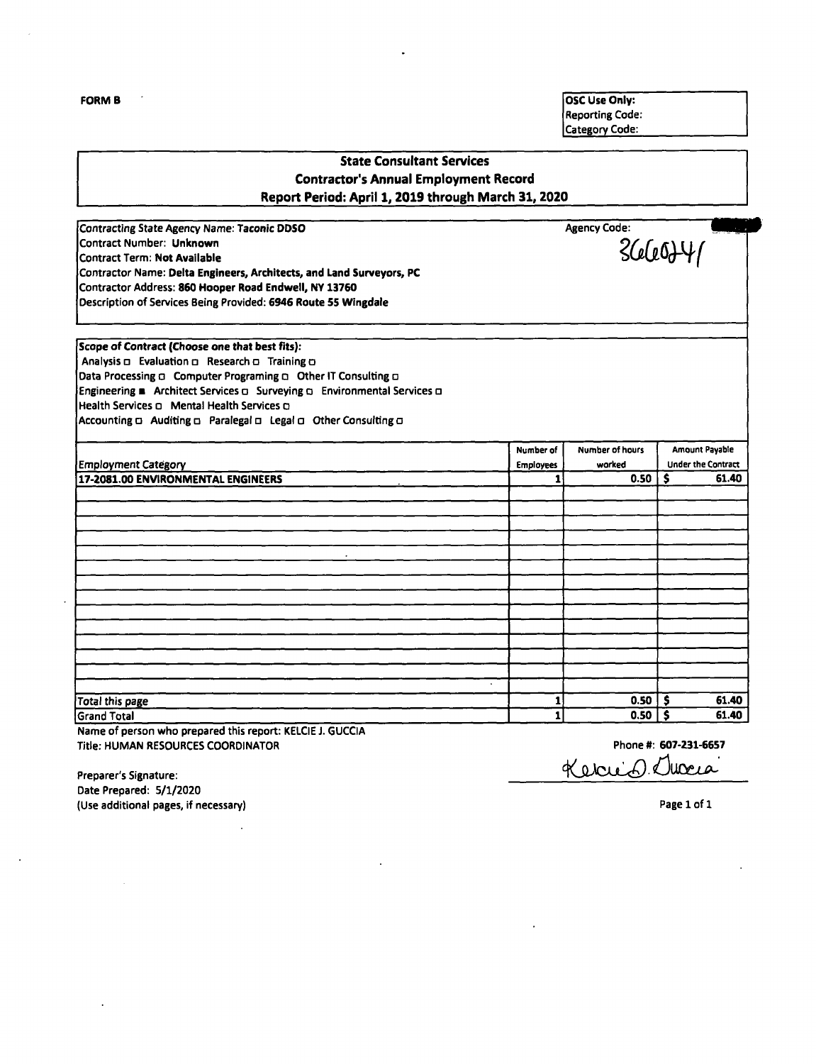**FORM B**

| OSC Use Only: |
|---|
| Reporting Code: |
| Category Code: |

## State Consultant Services
## Contractor's Annual Employment Record
## Report Period: April 1, 2019 through March 31, 2020

Contracting State Agency Name: **Taconic DDSO**
Agency Code: 3660241
Contract Number: **Unknown**
Contract Term: **Not Available**
Contractor Name: **Delta Engineers, Architects, and Land Surveyors, PC**
Contractor Address: **860 Hooper Road Endwell, NY 13760**
Description of Services Being Provided: **6946 Route 55 Wingdale**

**Scope of Contract (Choose one that best fits):**

Analysis ☐ Evaluation ☐ Research ☐ Training ☐
Data Processing ☐ Computer Programing ☐ Other IT Consulting ☐
Engineering ■ Architect Services ☐ Surveying ☐ Environmental Services ☐
Health Services ☐ Mental Health Services ☐
Accounting ☐ Auditing ☐ Paralegal ☐ Legal ☐ Other Consulting ☐

| Employment Category | Number of Employees | Number of hours worked | Amount Payable Under the Contract |
|---|---|---|---|
| 17-2081.00 ENVIRONMENTAL ENGINEERS | 1 | 0.50 | $ 61.40 |
| | | | |
| Total this page | 1 | 0.50 | $ 61.40 |
| Grand Total | 1 | 0.50 | $ 61.40 |

Name of person who prepared this report: KELCIE J. GUCCIA
Title: HUMAN RESOURCES COORDINATOR
Phone #: 607-231-6657

Preparer's Signature: Kelcie J. Guccia
Date Prepared: 5/1/2020
(Use additional pages, if necessary)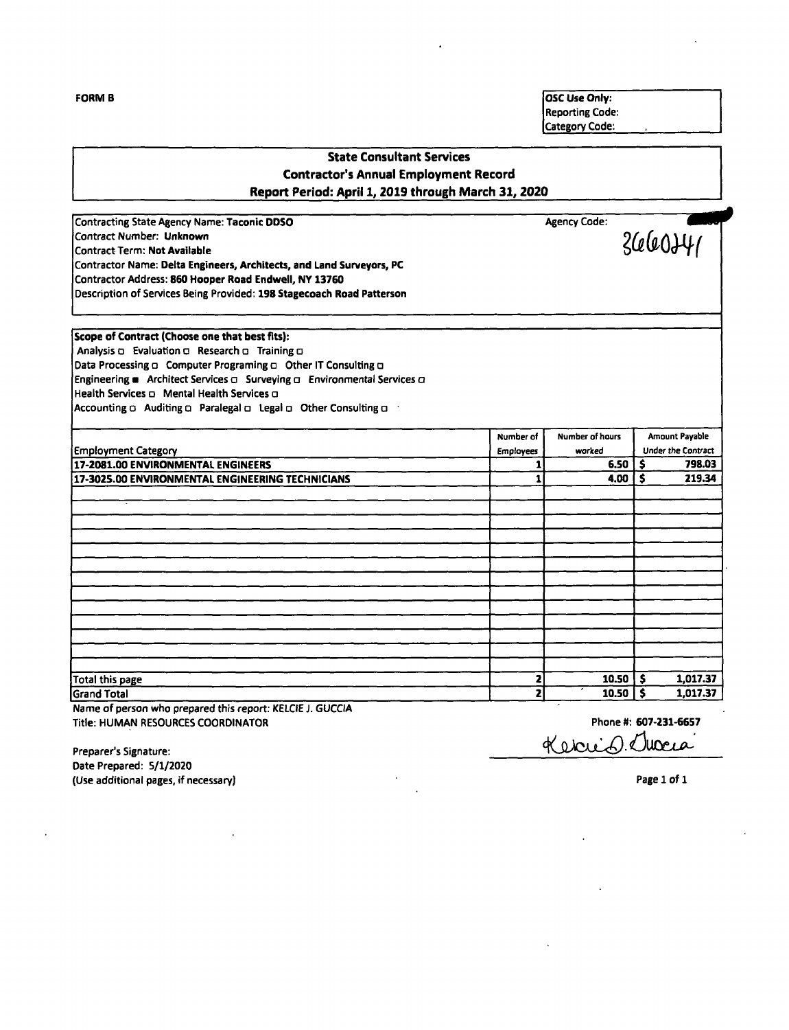**FORM B**

| OSC Use Only: |
|---|
| Reporting Code: |
| Category Code: |

## State Consultant Services
## Contractor's Annual Employment Record
## Report Period: April 1, 2019 through March 31, 2020

Contracting State Agency Name: **Taconic DDSO** Agency Code: 3660241
Contract Number: **Unknown**
Contract Term: **Not Available**
Contractor Name: **Delta Engineers, Architects, and Land Surveyors, PC**
Contractor Address: **860 Hooper Road Endwell, NY 13760**
Description of Services Being Provided: **198 Stagecoach Road Patterson**

**Scope of Contract (Choose one that best fits):**
Analysis □ Evaluation □ Research □ Training □
Data Processing □ Computer Programing □ Other IT Consulting □
Engineering ■ Architect Services □ Surveying □ Environmental Services □
Health Services □ Mental Health Services □
Accounting □ Auditing □ Paralegal □ Legal □ Other Consulting □

| Employment Category | Number of Employees | Number of hours worked | Amount Payable Under the Contract |
|---|---|---|---|
| **17-2081.00 ENVIRONMENTAL ENGINEERS** | 1 | 6.50 | $ 798.03 |
| **17-3025.00 ENVIRONMENTAL ENGINEERING TECHNICIANS** | 1 | 4.00 | $ 219.34 |
| | | | |
| | | | |
| | | | |
| | | | |
| | | | |
| | | | |
| | | | |
| | | | |
| | | | |
| | | | |
| | | | |
| | | | |
| | | | |
| Total this page | 2 | 10.50 | $ 1,017.37 |
| Grand Total | 2 | 10.50 | $ 1,017.37 |

Name of person who prepared this report: KELCIE J. GUCCIA
Title: HUMAN RESOURCES COORDINATOR Phone #: **607-231-6657**

Preparer's Signature: Kelcie J. Guccia
Date Prepared: 5/1/2020
(Use additional pages, if necessary)

Page 1 of 1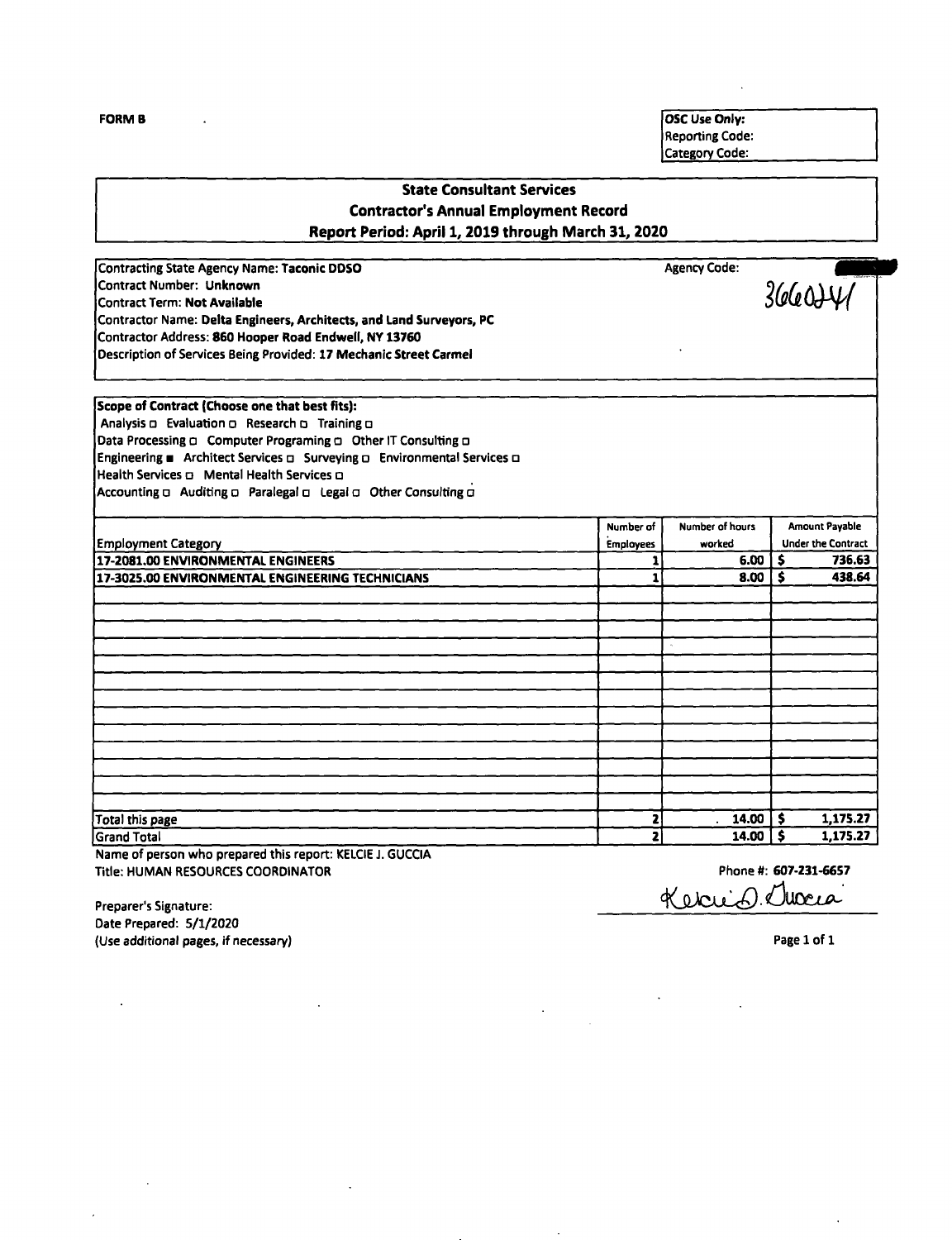FORM B

OSC Use Only:
Reporting Code:
Category Code:

## State Consultant Services
## Contractor's Annual Employment Record
## Report Period: April 1, 2019 through March 31, 2020

Contracting State Agency Name: **Taconic DDSO**
Agency Code: 3660241
Contract Number: **Unknown**
Contract Term: **Not Available**
Contractor Name: **Delta Engineers, Architects, and Land Surveyors, PC**
Contractor Address: **860 Hooper Road Endwell, NY 13760**
Description of Services Being Provided: **17 Mechanic Street Carmel**

**Scope of Contract (Choose one that best fits):**
Analysis □ Evaluation □ Research □ Training □
Data Processing □ Computer Programing □ Other IT Consulting □
Engineering ■ Architect Services □ Surveying □ Environmental Services □
Health Services □ Mental Health Services □
Accounting □ Auditing □ Paralegal □ Legal □ Other Consulting □

| Employment Category | Number of Employees | Number of hours worked | Amount Payable Under the Contract |
|---|---|---|---|
| **17-2081.00 ENVIRONMENTAL ENGINEERS** | **1** | **6.00** | **$ 736.63** |
| **17-3025.00 ENVIRONMENTAL ENGINEERING TECHNICIANS** | **1** | **8.00** | **$ 438.64** |
| | | | |
| Total this page | **2** | **14.00** | **$ 1,175.27** |
| Grand Total | **2** | **14.00** | **$ 1,175.27** |

Name of person who prepared this report: KELCIE J. GUCCIA
Title: HUMAN RESOURCES COORDINATOR
Phone #: **607-231-6657**

Preparer's Signature: Kelcie J. Guccia
Date Prepared: 5/1/2020
(Use additional pages, if necessary)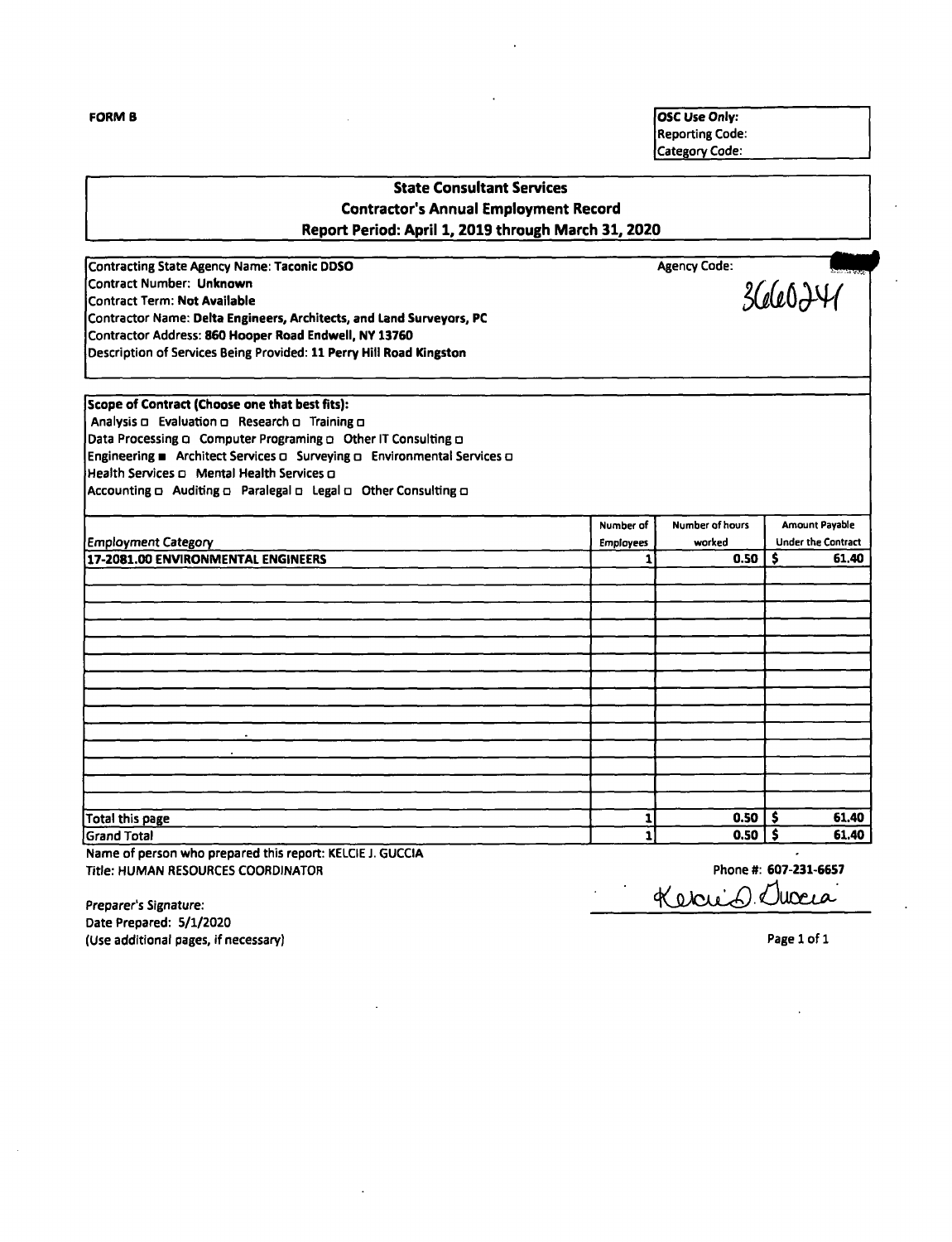**FORM B**

| OSC Use Only: |
|---|
| Reporting Code: |
| Category Code: |

## State Consultant Services
## Contractor's Annual Employment Record
## Report Period: April 1, 2019 through March 31, 2020

Contracting State Agency Name: **Taconic DDSO**
Agency Code: 3660241
Contract Number: **Unknown**
Contract Term: **Not Available**
Contractor Name: **Delta Engineers, Architects, and Land Surveyors, PC**
Contractor Address: **860 Hooper Road Endwell, NY 13760**
Description of Services Being Provided: **11 Perry Hill Road Kingston**

**Scope of Contract (Choose one that best fits):**
Analysis ☐ Evaluation ☐ Research ☐ Training ☐
Data Processing ☐ Computer Programing ☐ Other IT Consulting ☐
Engineering ■ Architect Services ☐ Surveying ☐ Environmental Services ☐
Health Services ☐ Mental Health Services ☐
Accounting ☐ Auditing ☐ Paralegal ☐ Legal ☐ Other Consulting ☐

| Employment Category | Number of Employees | Number of hours worked | Amount Payable Under the Contract |
|---|---|---|---|
| **17-2081.00 ENVIRONMENTAL ENGINEERS** | **1** | **0.50** | **$ 61.40** |
| Total this page | **1** | **0.50** | **$ 61.40** |
| Grand Total | **1** | **0.50** | **$ 61.40** |

Name of person who prepared this report: KELCIE J. GUCCIA
Title: HUMAN RESOURCES COORDINATOR
Phone #: **607-231-6657**

Preparer's Signature: Kelcie J. Guccia
Date Prepared: 5/1/2020
(Use additional pages, if necessary)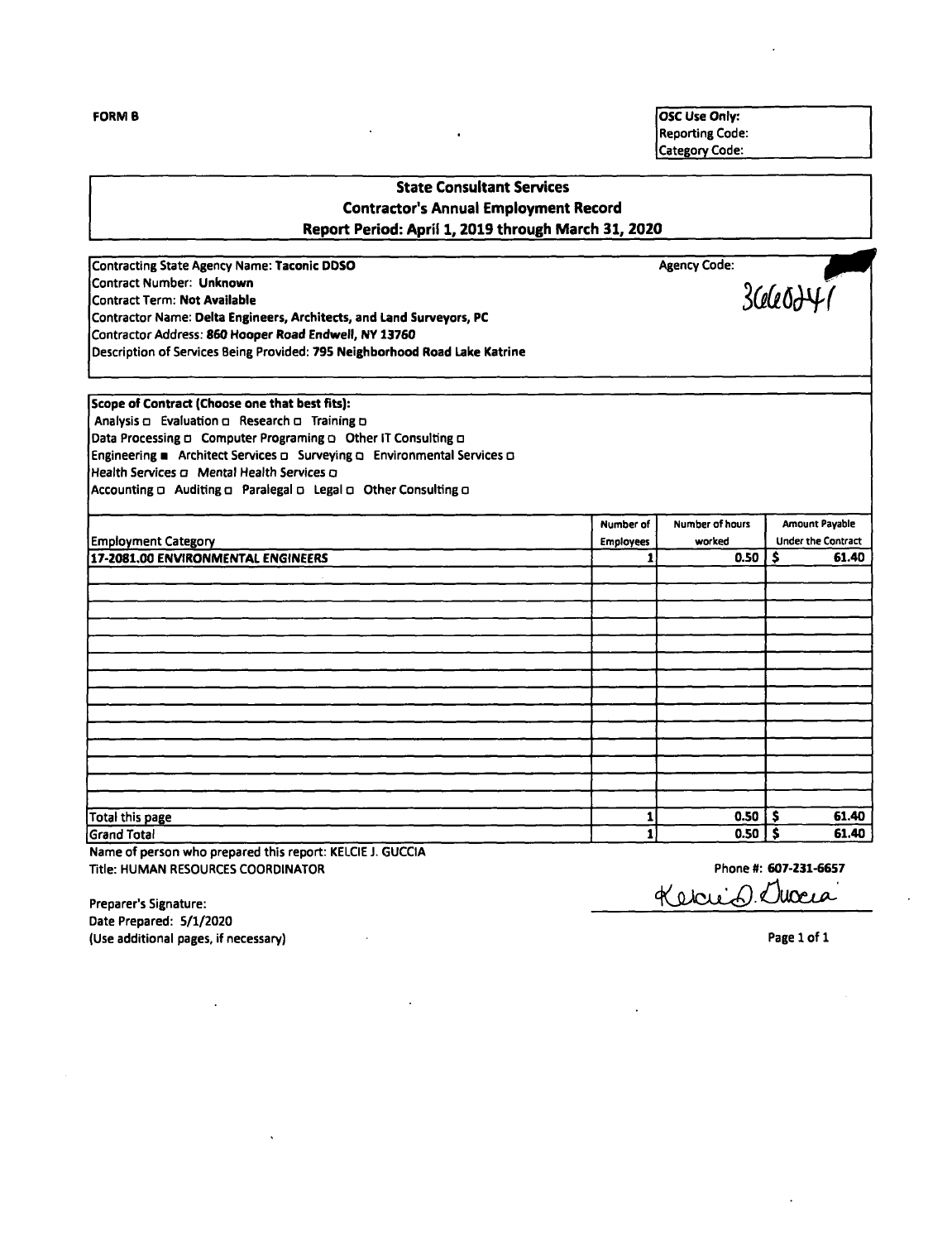**FORM B**

| OSC Use Only: |
| --- |
| Reporting Code: |
| Category Code: |

## State Consultant Services
## Contractor's Annual Employment Record
## Report Period: April 1, 2019 through March 31, 2020

Contracting State Agency Name: **Taconic DDSO**

Agency Code: 3660241

Contract Number: **Unknown**

Contract Term: **Not Available**

Contractor Name: **Delta Engineers, Architects, and Land Surveyors, PC**

Contractor Address: **860 Hooper Road Endwell, NY 13760**

Description of Services Being Provided: **795 Neighborhood Road Lake Katrine**

**Scope of Contract (Choose one that best fits):**

Analysis ☐ Evaluation ☐ Research ☐ Training ☐

Data Processing ☐ Computer Programing ☐ Other IT Consulting ☐

Engineering ■ Architect Services ☐ Surveying ☐ Environmental Services ☐

Health Services ☐ Mental Health Services ☐

Accounting ☐ Auditing ☐ Paralegal ☐ Legal ☐ Other Consulting ☐

| Employment Category | Number of Employees | Number of hours worked | Amount Payable Under the Contract |
| --- | --- | --- | --- |
| **17-2081.00 ENVIRONMENTAL ENGINEERS** | **1** | **0.50** | **$ 61.40** |
| Total this page | **1** | **0.50** | **$ 61.40** |
| Grand Total | **1** | **0.50** | **$ 61.40** |

Name of person who prepared this report: KELCIE J. GUCCIA

Title: HUMAN RESOURCES COORDINATOR

Phone #: **607-231-6657**

Preparer's Signature: Kelcie J. Guccia

Date Prepared: 5/1/2020

(Use additional pages, if necessary)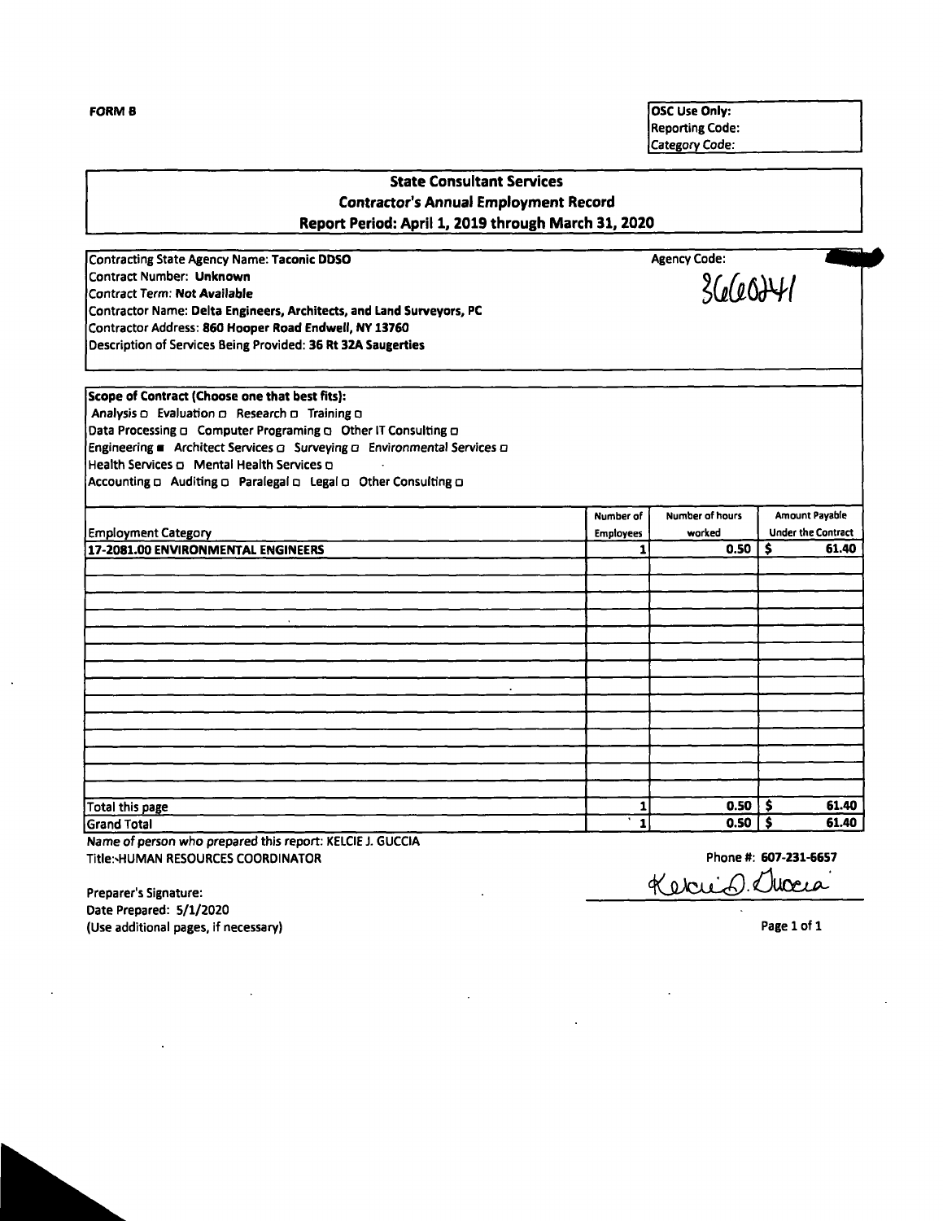FORM B

| OSC Use Only: |
|---|
| Reporting Code: |
| Category Code: |

## State Consultant Services
## Contractor's Annual Employment Record
## Report Period: April 1, 2019 through March 31, 2020

Contracting State Agency Name: **Taconic DDSO**
Agency Code: 3660241
Contract Number: **Unknown**
Contract Term: **Not Available**
Contractor Name: **Delta Engineers, Architects, and Land Surveyors, PC**
Contractor Address: **860 Hooper Road Endwell, NY 13760**
Description of Services Being Provided: **36 Rt 32A Saugerties**

**Scope of Contract (Choose one that best fits):**
Analysis ☐ Evaluation ☐ Research ☐ Training ☐
Data Processing ☐ Computer Programing ☐ Other IT Consulting ☐
Engineering ■ Architect Services ☐ Surveying ☐ Environmental Services ☐
Health Services ☐ Mental Health Services ☐
Accounting ☐ Auditing ☐ Paralegal ☐ Legal ☐ Other Consulting ☐

| Employment Category | Number of Employees | Number of hours worked | Amount Payable Under the Contract |
|---|---|---|---|
| **17-2081.00 ENVIRONMENTAL ENGINEERS** | 1 | 0.50 | $ 61.40 |
| | | | |
| | | | |
| | | | |
| | | | |
| | | | |
| | | | |
| | | | |
| | | | |
| | | | |
| | | | |
| | | | |
| | | | |
| | | | |
| | | | |
| Total this page | 1 | 0.50 | $ 61.40 |
| Grand Total | 1 | 0.50 | $ 61.40 |

Name of person who prepared this report: KELCIE J. GUCCIA
Title: HUMAN RESOURCES COORDINATOR

Phone #: **607-231-6657**

Preparer's Signature: Kelcie J. Guccia
Date Prepared: 5/1/2020
(Use additional pages, if necessary)